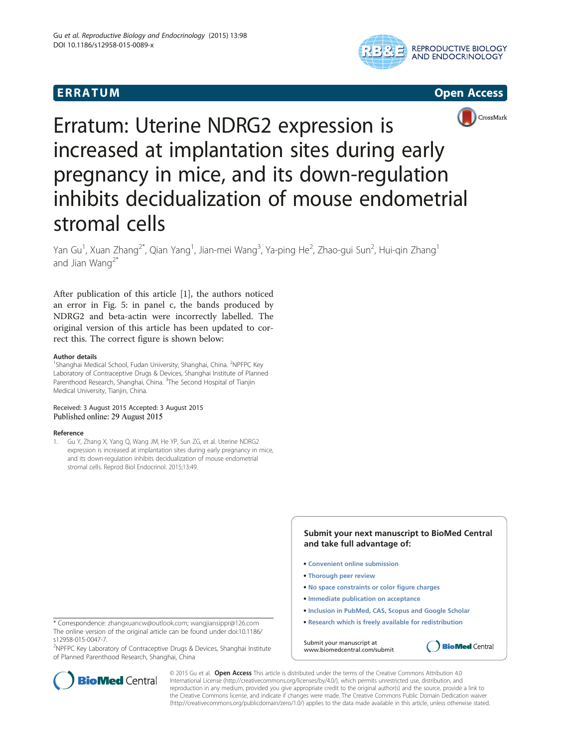# ERRATUM

# Erratum: Uterine NDRG2 expression is increased at implantation sites during early pregnancy in mice, and its down-regulation inhibits decidualization of mouse endometrial stromal cells

Yan Gu[1], Xuan Zhang[2*], Qian Yang[1], Jian-mei Wang[3], Ya-ping He[2], Zhao-gui Sun[2], Hui-qin Zhang[1] and Jian Wang[2*]

After publication of this article [1], the authors noticed an error in Fig. 5: in panel c, the bands produced by NDRG2 and beta-actin were incorrectly labelled. The original version of this article has been updated to correct this. The correct figure is shown below:

### Author details

[1]Shanghai Medical School, Fudan University, Shanghai, China. [2]NPFPC Key Laboratory of Contraceptive Drugs & Devices, Shanghai Institute of Planned Parenthood Research, Shanghai, China. [3]The Second Hospital of Tianjin Medical University, Tianjin, China.

Received: 3 August 2015 Accepted: 3 August 2015
Published online: 29 August 2015

### Reference

1. Gu Y, Zhang X, Yang Q, Wang JM, He YP, Sun ZG, et al. Uterine NDRG2 expression is increased at implantation sites during early pregnancy in mice, and its down-regulation inhibits decidualization of mouse endometrial stromal cells. Reprod Biol Endocrinol. 2015;13:49.

\* Correspondence: zhangxuancw@outlook.com; wangjiansippr@126.com
The online version of the original article can be found under doi:10.1186/s12958-015-0047-7.
[2]NPFPC Key Laboratory of Contraceptive Drugs & Devices, Shanghai Institute of Planned Parenthood Research, Shanghai, China

© 2015 Gu et al. **Open Access** This article is distributed under the terms of the Creative Commons Attribution 4.0 International License (http://creativecommons.org/licenses/by/4.0/), which permits unrestricted use, distribution, and reproduction in any medium, provided you give appropriate credit to the original author(s) and the source, provide a link to the Creative Commons license, and indicate if changes were made. The Creative Commons Public Domain Dedication waiver (http://creativecommons.org/publicdomain/zero/1.0/) applies to the data made available in this article, unless otherwise stated.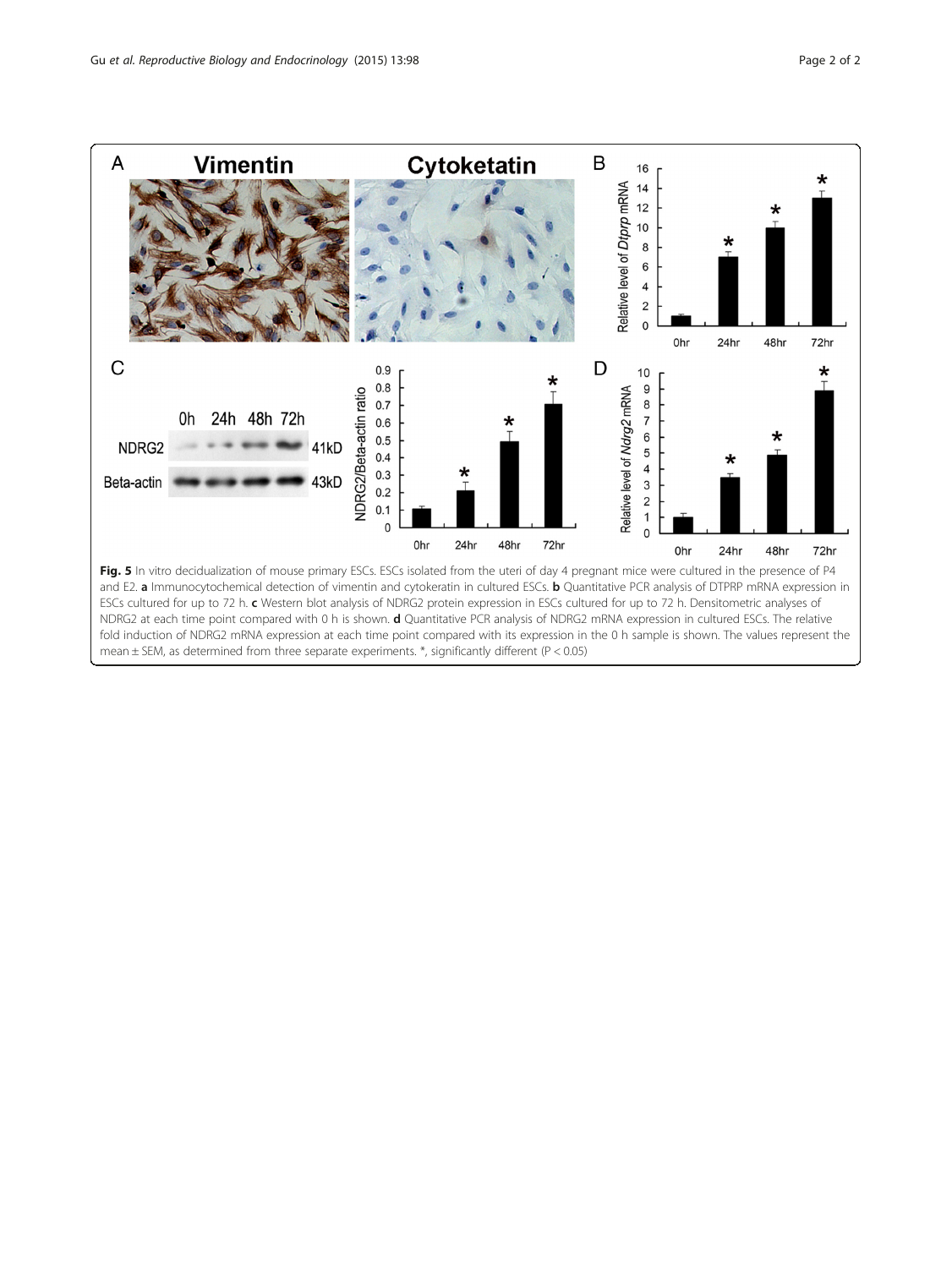A Vimentin Cytoketatin

B
16
14
12
10
8
6
4
2
0
Relative level of *Dtprp* mRNA
0hr 24hr 48hr 72hr
*
*
*

C
0h 24h 48h 72h
NDRG2 41kD
Beta-actin 43kD

0.9
0.8
0.7
0.6
0.5
0.4
0.3
0.2
0.1
0
NDRG2/Beta-actin ratio
0hr 24hr 48hr 72hr
*
*
*

D
10
9
8
7
6
5
4
3
2
1
0
Relative level of *Ndrg2* mRNA
0hr 24hr 48hr 72hr
*
*
*

**Fig. 5** In vitro decidualization of mouse primary ESCs. ESCs isolated from the uteri of day 4 pregnant mice were cultured in the presence of P4 and E2. **a** Immunocytochemical detection of vimentin and cytokeratin in cultured ESCs. **b** Quantitative PCR analysis of DTPRP mRNA expression in ESCs cultured for up to 72 h. **c** Western blot analysis of NDRG2 protein expression in ESCs cultured for up to 72 h. Densitometric analyses of NDRG2 at each time point compared with 0 h is shown. **d** Quantitative PCR analysis of NDRG2 mRNA expression in cultured ESCs. The relative fold induction of NDRG2 mRNA expression at each time point compared with its expression in the 0 h sample is shown. The values represent the mean ± SEM, as determined from three separate experiments. *, significantly different ($P < 0.05$)